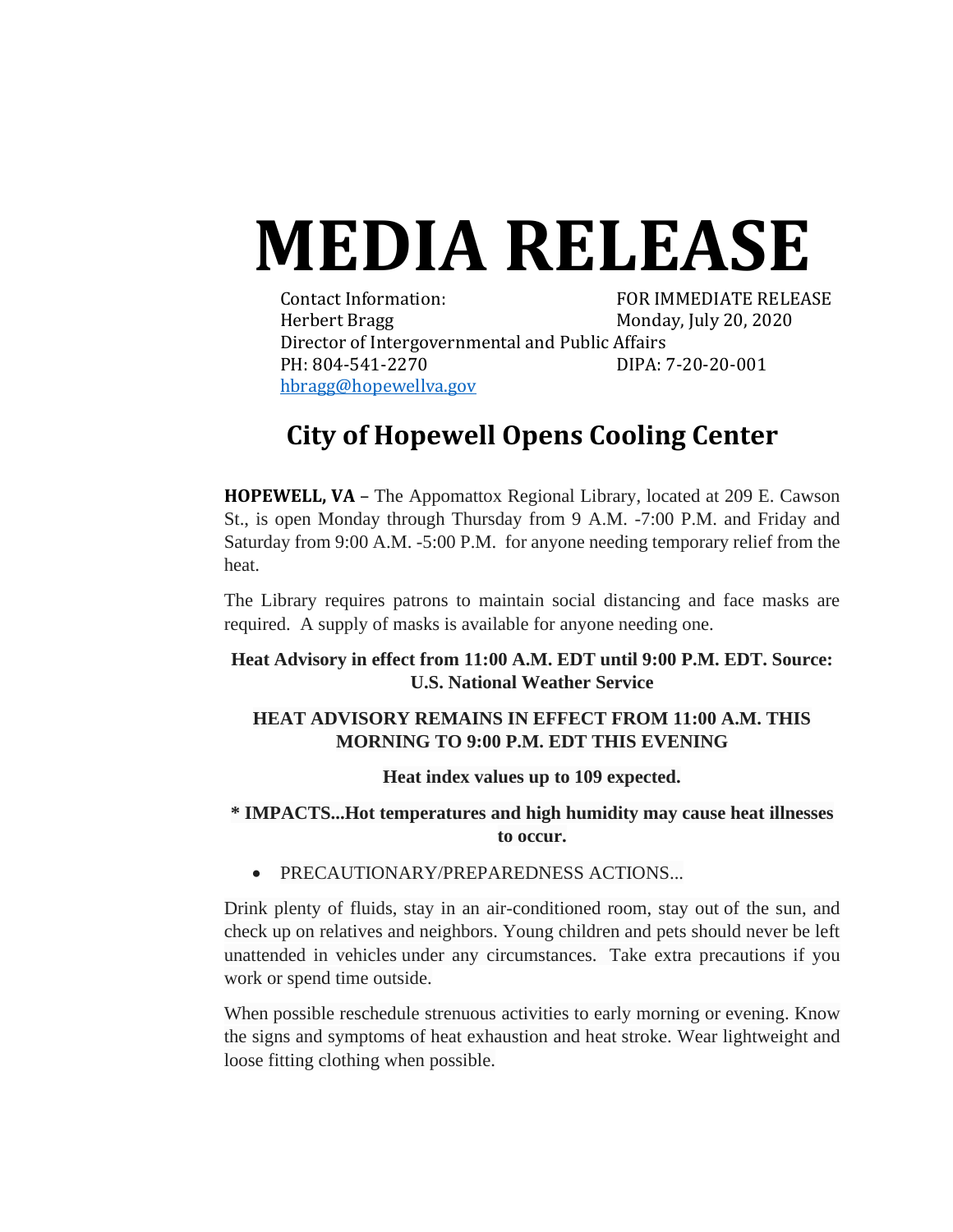# MEDIA RELEASE

Contact Information:
Herbert Bragg
Director of Intergovernmental and Public Affairs
PH: 804-541-2270
hbragg@hopewellva.gov

FOR IMMEDIATE RELEASE
Monday, July 20, 2020
DIPA: 7-20-20-001

## City of Hopewell Opens Cooling Center

**HOPEWELL, VA –** The Appomattox Regional Library, located at 209 E. Cawson St., is open Monday through Thursday from 9 A.M. -7:00 P.M. and Friday and Saturday from 9:00 A.M. -5:00 P.M. for anyone needing temporary relief from the heat.

The Library requires patrons to maintain social distancing and face masks are required. A supply of masks is available for anyone needing one.

**Heat Advisory in effect from 11:00 A.M. EDT until 9:00 P.M. EDT. Source: U.S. National Weather Service**

**HEAT ADVISORY REMAINS IN EFFECT FROM 11:00 A.M. THIS MORNING TO 9:00 P.M. EDT THIS EVENING**

**Heat index values up to 109 expected.**

**\* IMPACTS...Hot temperatures and high humidity may cause heat illnesses to occur.**

- PRECAUTIONARY/PREPAREDNESS ACTIONS...

Drink plenty of fluids, stay in an air-conditioned room, stay out of the sun, and check up on relatives and neighbors. Young children and pets should never be left unattended in vehicles under any circumstances. Take extra precautions if you work or spend time outside.

When possible reschedule strenuous activities to early morning or evening. Know the signs and symptoms of heat exhaustion and heat stroke. Wear lightweight and loose fitting clothing when possible.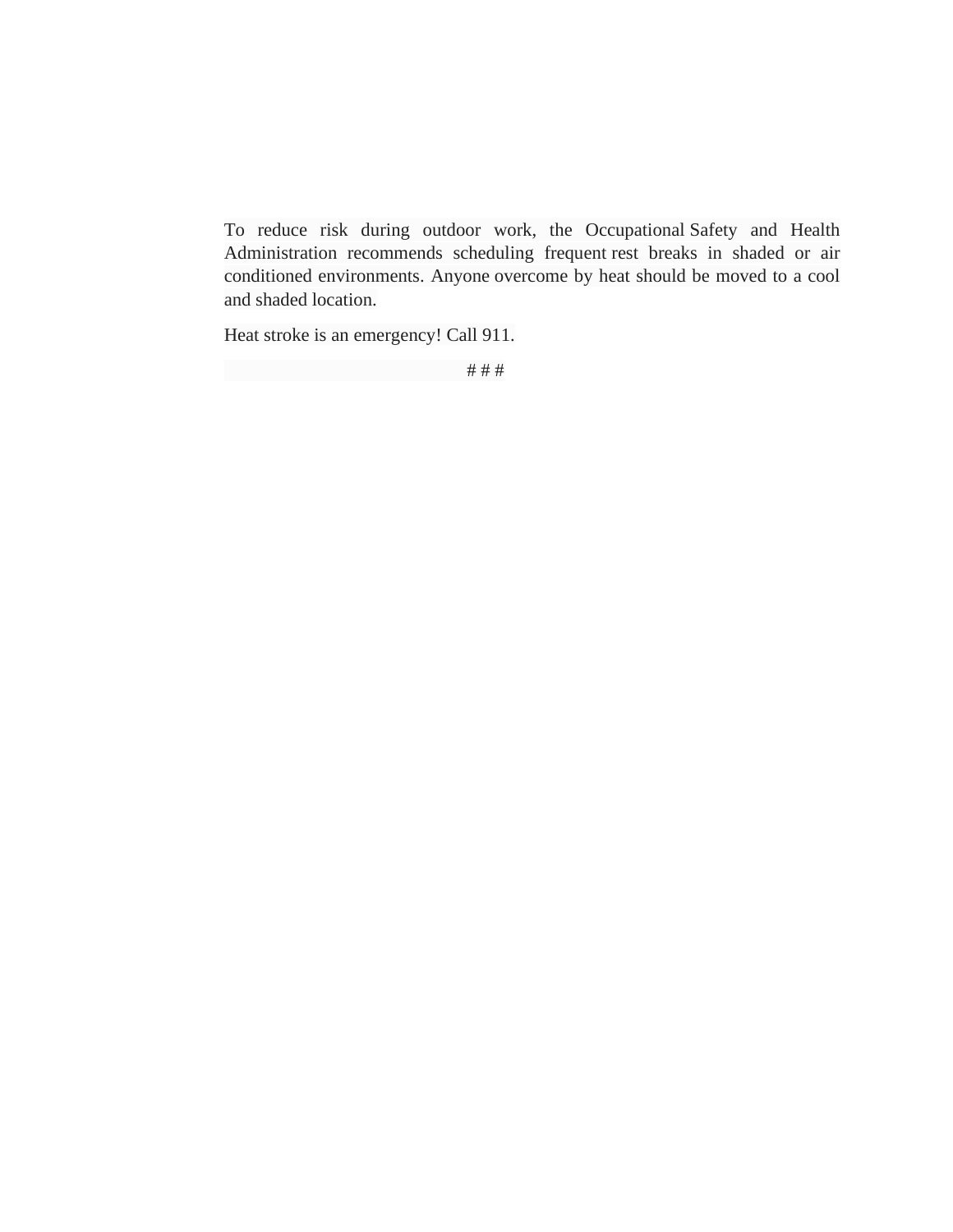To reduce risk during outdoor work, the Occupational Safety and Health Administration recommends scheduling frequent rest breaks in shaded or air conditioned environments. Anyone overcome by heat should be moved to a cool and shaded location.

Heat stroke is an emergency! Call 911.

# # #